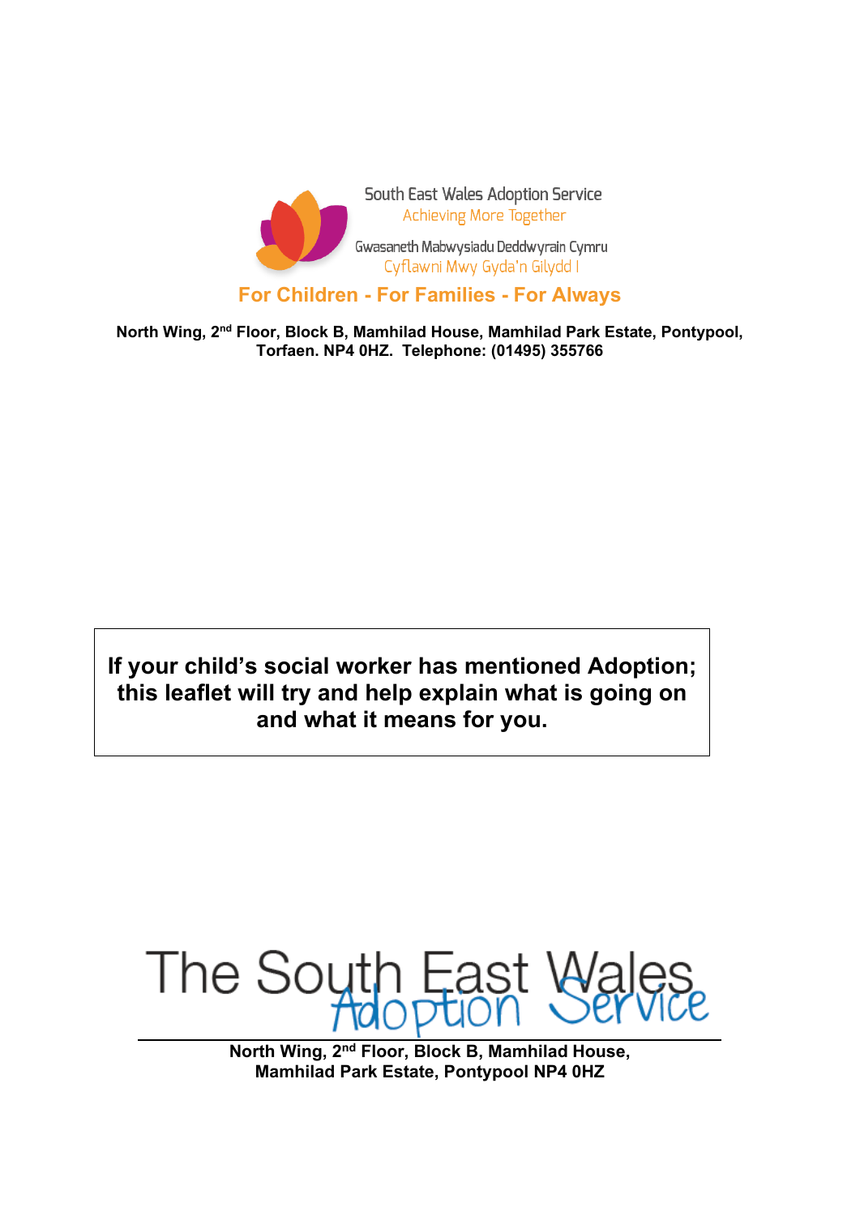South East Wales Adoption Service
Achieving More Together

Gwasaneth Mabwysiadu Deddwyrain Cymru
Cyflawni Mwy Gyda'n Gilydd I

**For Children - For Families - For Always**

**North Wing, 2nd Floor, Block B, Mamhilad House, Mamhilad Park Estate, Pontypool, Torfaen. NP4 0HZ. Telephone: (01495) 355766**

**If your child's social worker has mentioned Adoption; this leaflet will try and help explain what is going on and what it means for you.**

The South East Wales Adoption Service

**North Wing, 2nd Floor, Block B, Mamhilad House, Mamhilad Park Estate, Pontypool NP4 0HZ**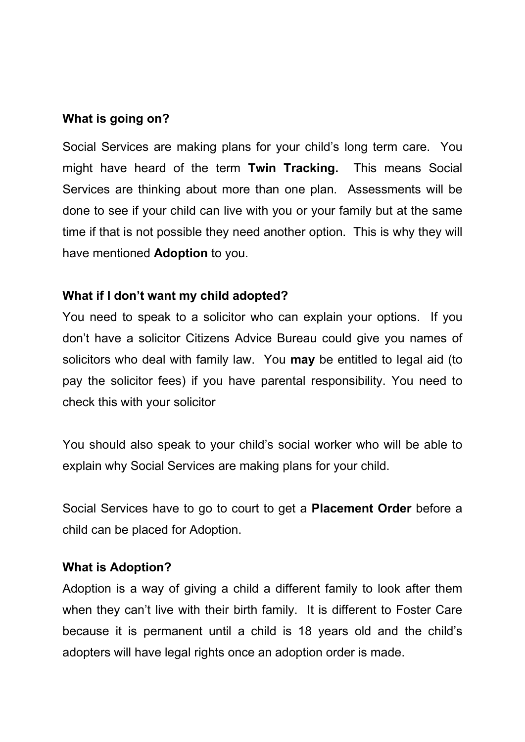## What is going on?

Social Services are making plans for your child's long term care. You might have heard of the term **Twin Tracking.** This means Social Services are thinking about more than one plan. Assessments will be done to see if your child can live with you or your family but at the same time if that is not possible they need another option. This is why they will have mentioned **Adoption** to you.

## What if I don't want my child adopted?

You need to speak to a solicitor who can explain your options. If you don't have a solicitor Citizens Advice Bureau could give you names of solicitors who deal with family law. You **may** be entitled to legal aid (to pay the solicitor fees) if you have parental responsibility. You need to check this with your solicitor

You should also speak to your child's social worker who will be able to explain why Social Services are making plans for your child.

Social Services have to go to court to get a **Placement Order** before a child can be placed for Adoption.

## What is Adoption?

Adoption is a way of giving a child a different family to look after them when they can't live with their birth family. It is different to Foster Care because it is permanent until a child is 18 years old and the child's adopters will have legal rights once an adoption order is made.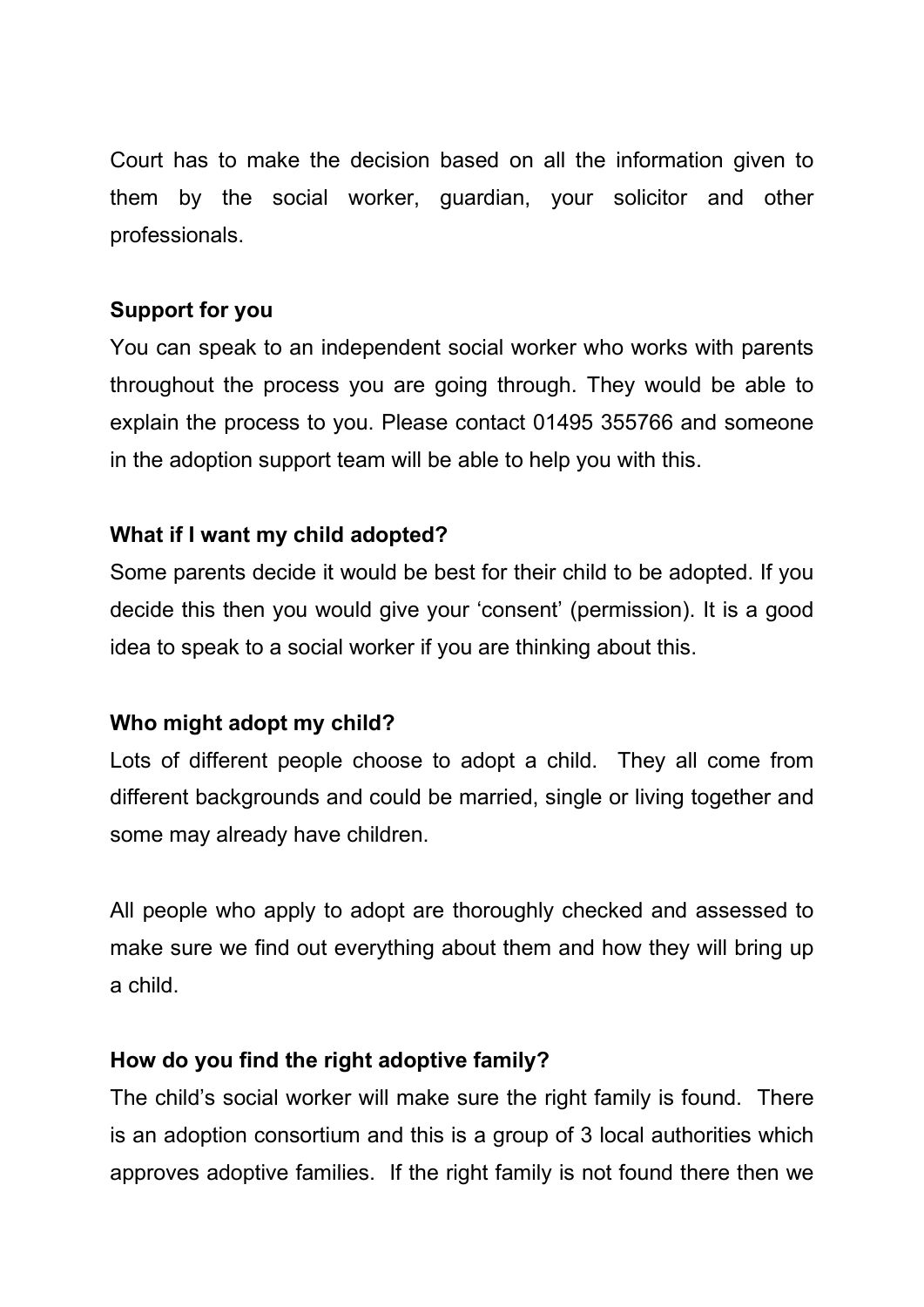Court has to make the decision based on all the information given to them by the social worker, guardian, your solicitor and other professionals.

**Support for you**

You can speak to an independent social worker who works with parents throughout the process you are going through. They would be able to explain the process to you. Please contact 01495 355766 and someone in the adoption support team will be able to help you with this.

**What if I want my child adopted?**

Some parents decide it would be best for their child to be adopted. If you decide this then you would give your 'consent' (permission). It is a good idea to speak to a social worker if you are thinking about this.

**Who might adopt my child?**

Lots of different people choose to adopt a child. They all come from different backgrounds and could be married, single or living together and some may already have children.

All people who apply to adopt are thoroughly checked and assessed to make sure we find out everything about them and how they will bring up a child.

**How do you find the right adoptive family?**

The child's social worker will make sure the right family is found. There is an adoption consortium and this is a group of 3 local authorities which approves adoptive families. If the right family is not found there then we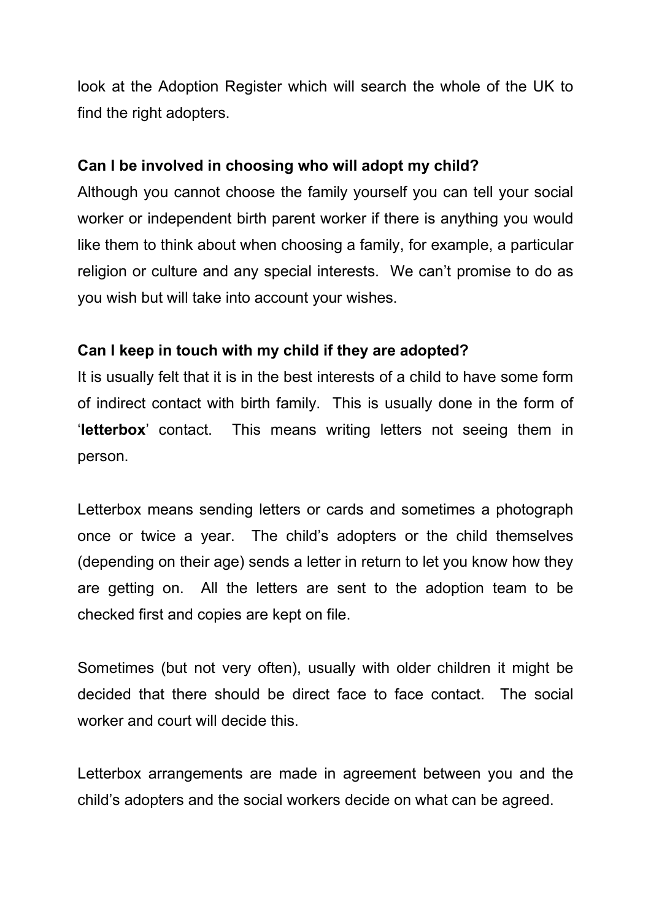look at the Adoption Register which will search the whole of the UK to find the right adopters.

**Can I be involved in choosing who will adopt my child?**

Although you cannot choose the family yourself you can tell your social worker or independent birth parent worker if there is anything you would like them to think about when choosing a family, for example, a particular religion or culture and any special interests. We can't promise to do as you wish but will take into account your wishes.

**Can I keep in touch with my child if they are adopted?**

It is usually felt that it is in the best interests of a child to have some form of indirect contact with birth family. This is usually done in the form of '**letterbox**' contact. This means writing letters not seeing them in person.

Letterbox means sending letters or cards and sometimes a photograph once or twice a year. The child's adopters or the child themselves (depending on their age) sends a letter in return to let you know how they are getting on. All the letters are sent to the adoption team to be checked first and copies are kept on file.

Sometimes (but not very often), usually with older children it might be decided that there should be direct face to face contact. The social worker and court will decide this.

Letterbox arrangements are made in agreement between you and the child's adopters and the social workers decide on what can be agreed.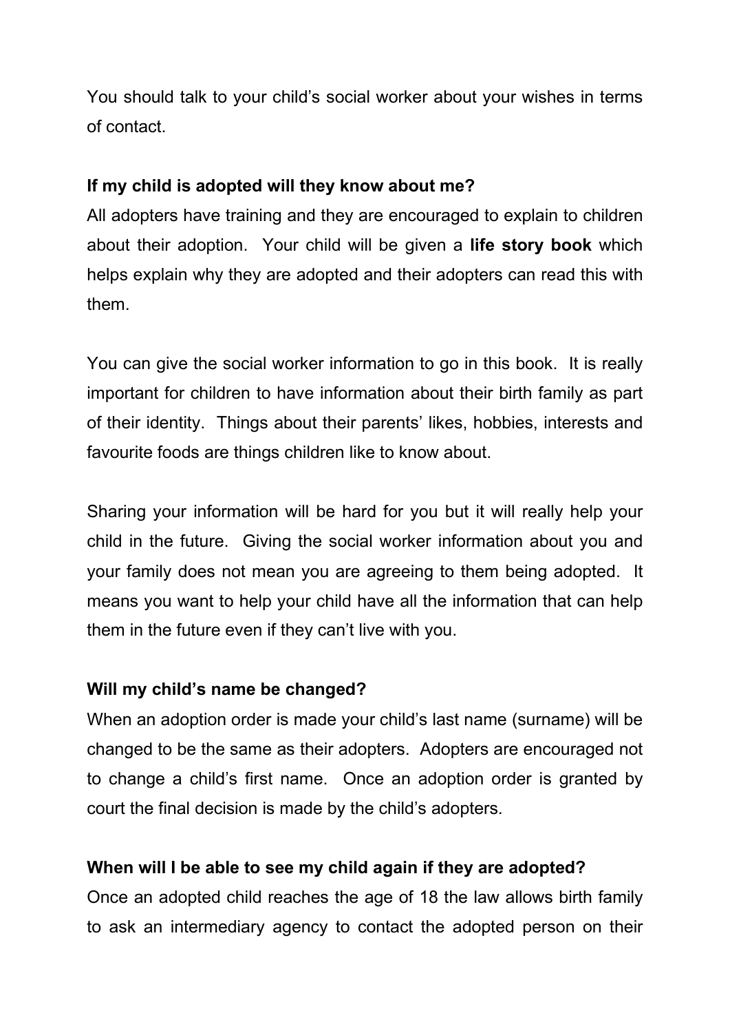You should talk to your child's social worker about your wishes in terms of contact.

**If my child is adopted will they know about me?**

All adopters have training and they are encouraged to explain to children about their adoption. Your child will be given a **life story book** which helps explain why they are adopted and their adopters can read this with them.

You can give the social worker information to go in this book. It is really important for children to have information about their birth family as part of their identity. Things about their parents' likes, hobbies, interests and favourite foods are things children like to know about.

Sharing your information will be hard for you but it will really help your child in the future. Giving the social worker information about you and your family does not mean you are agreeing to them being adopted. It means you want to help your child have all the information that can help them in the future even if they can't live with you.

**Will my child's name be changed?**

When an adoption order is made your child's last name (surname) will be changed to be the same as their adopters. Adopters are encouraged not to change a child's first name. Once an adoption order is granted by court the final decision is made by the child's adopters.

**When will I be able to see my child again if they are adopted?**

Once an adopted child reaches the age of 18 the law allows birth family to ask an intermediary agency to contact the adopted person on their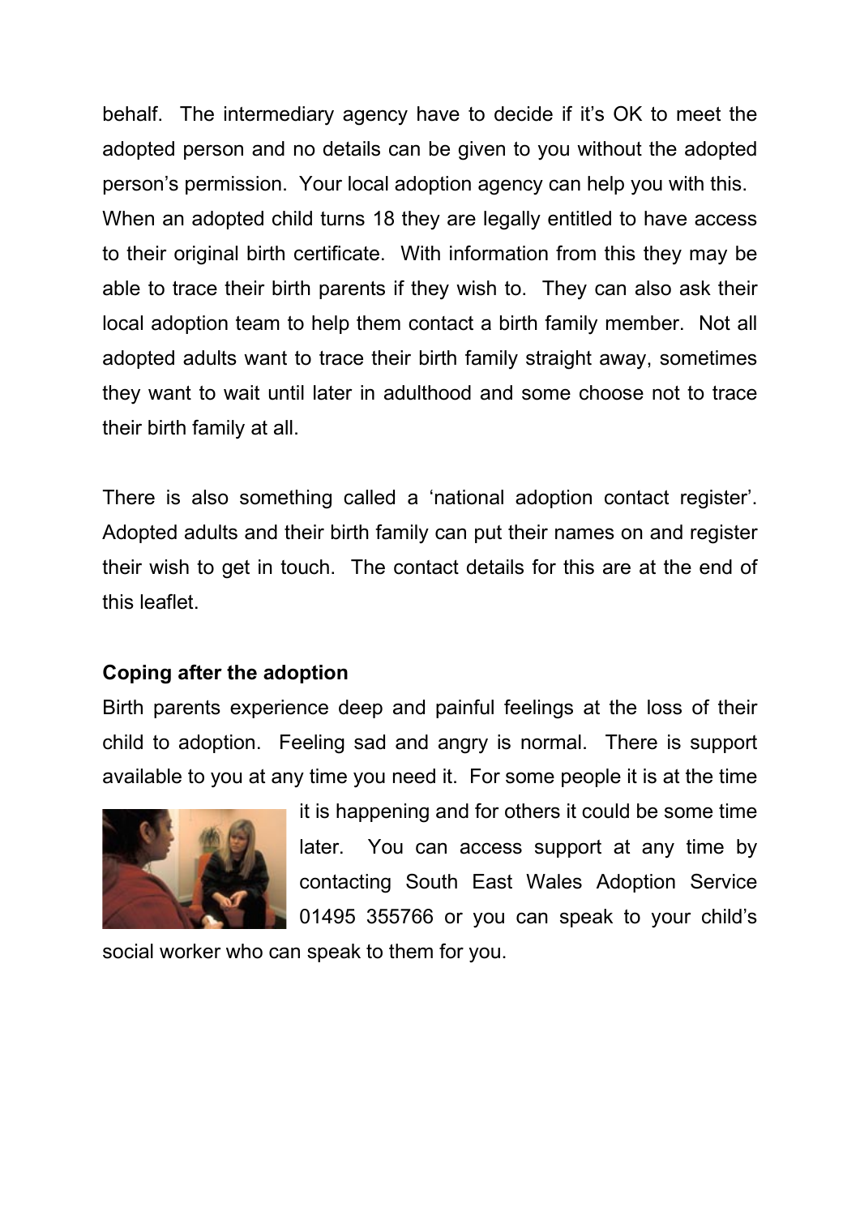behalf. The intermediary agency have to decide if it's OK to meet the adopted person and no details can be given to you without the adopted person's permission. Your local adoption agency can help you with this. When an adopted child turns 18 they are legally entitled to have access to their original birth certificate. With information from this they may be able to trace their birth parents if they wish to. They can also ask their local adoption team to help them contact a birth family member. Not all adopted adults want to trace their birth family straight away, sometimes they want to wait until later in adulthood and some choose not to trace their birth family at all.

There is also something called a 'national adoption contact register'. Adopted adults and their birth family can put their names on and register their wish to get in touch. The contact details for this are at the end of this leaflet.

**Coping after the adoption**

Birth parents experience deep and painful feelings at the loss of their child to adoption. Feeling sad and angry is normal. There is support available to you at any time you need it. For some people it is at the time it is happening and for others it could be some time later. You can access support at any time by contacting South East Wales Adoption Service 01495 355766 or you can speak to your child's social worker who can speak to them for you.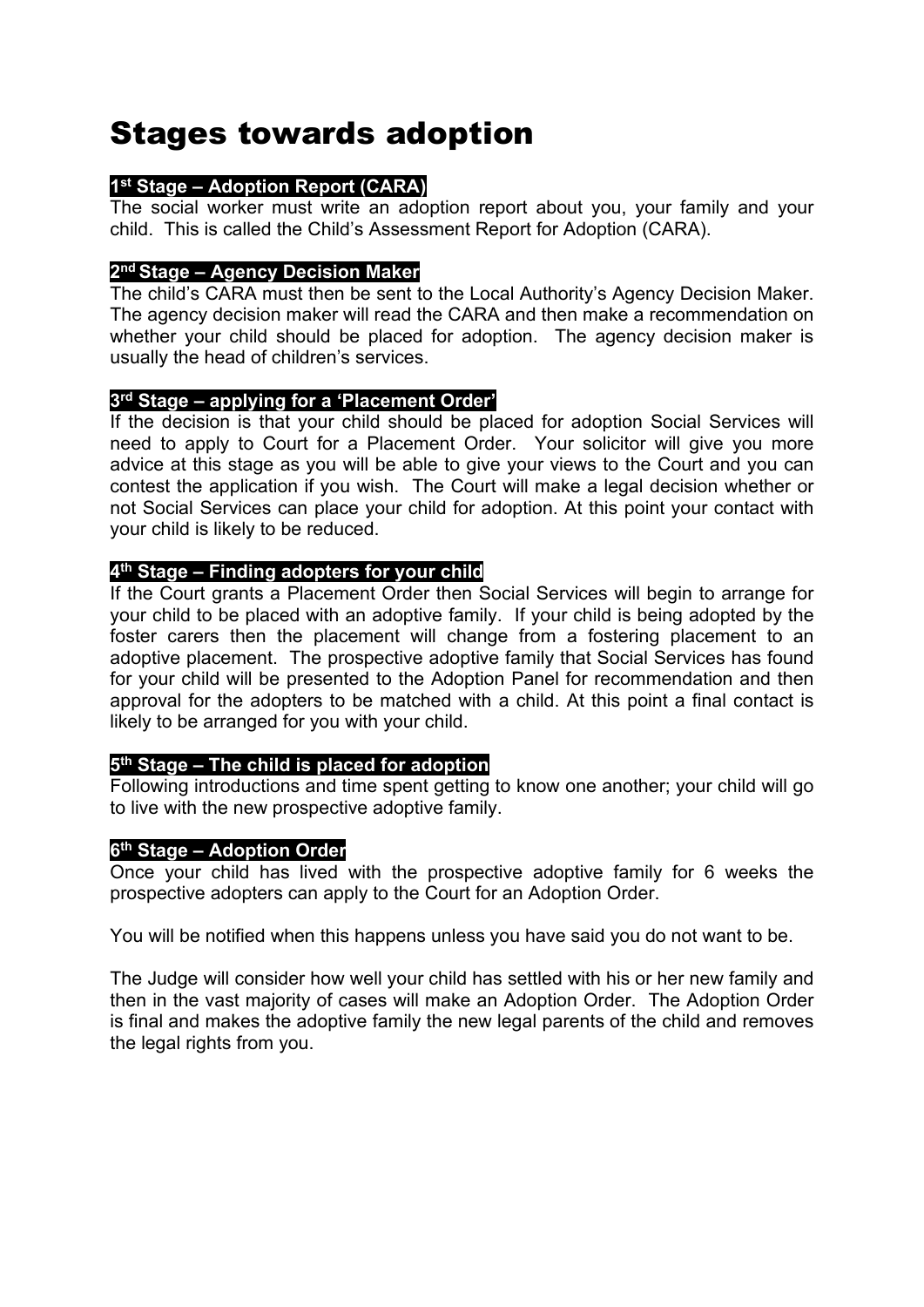# Stages towards adoption

### 1st Stage – Adoption Report (CARA)

The social worker must write an adoption report about you, your family and your child. This is called the Child's Assessment Report for Adoption (CARA).

### 2nd Stage – Agency Decision Maker

The child's CARA must then be sent to the Local Authority's Agency Decision Maker. The agency decision maker will read the CARA and then make a recommendation on whether your child should be placed for adoption. The agency decision maker is usually the head of children's services.

### 3rd Stage – applying for a 'Placement Order'

If the decision is that your child should be placed for adoption Social Services will need to apply to Court for a Placement Order. Your solicitor will give you more advice at this stage as you will be able to give your views to the Court and you can contest the application if you wish. The Court will make a legal decision whether or not Social Services can place your child for adoption. At this point your contact with your child is likely to be reduced.

### 4th Stage – Finding adopters for your child

If the Court grants a Placement Order then Social Services will begin to arrange for your child to be placed with an adoptive family. If your child is being adopted by the foster carers then the placement will change from a fostering placement to an adoptive placement. The prospective adoptive family that Social Services has found for your child will be presented to the Adoption Panel for recommendation and then approval for the adopters to be matched with a child. At this point a final contact is likely to be arranged for you with your child.

### 5th Stage – The child is placed for adoption

Following introductions and time spent getting to know one another; your child will go to live with the new prospective adoptive family.

### 6th Stage – Adoption Order

Once your child has lived with the prospective adoptive family for 6 weeks the prospective adopters can apply to the Court for an Adoption Order.

You will be notified when this happens unless you have said you do not want to be.

The Judge will consider how well your child has settled with his or her new family and then in the vast majority of cases will make an Adoption Order. The Adoption Order is final and makes the adoptive family the new legal parents of the child and removes the legal rights from you.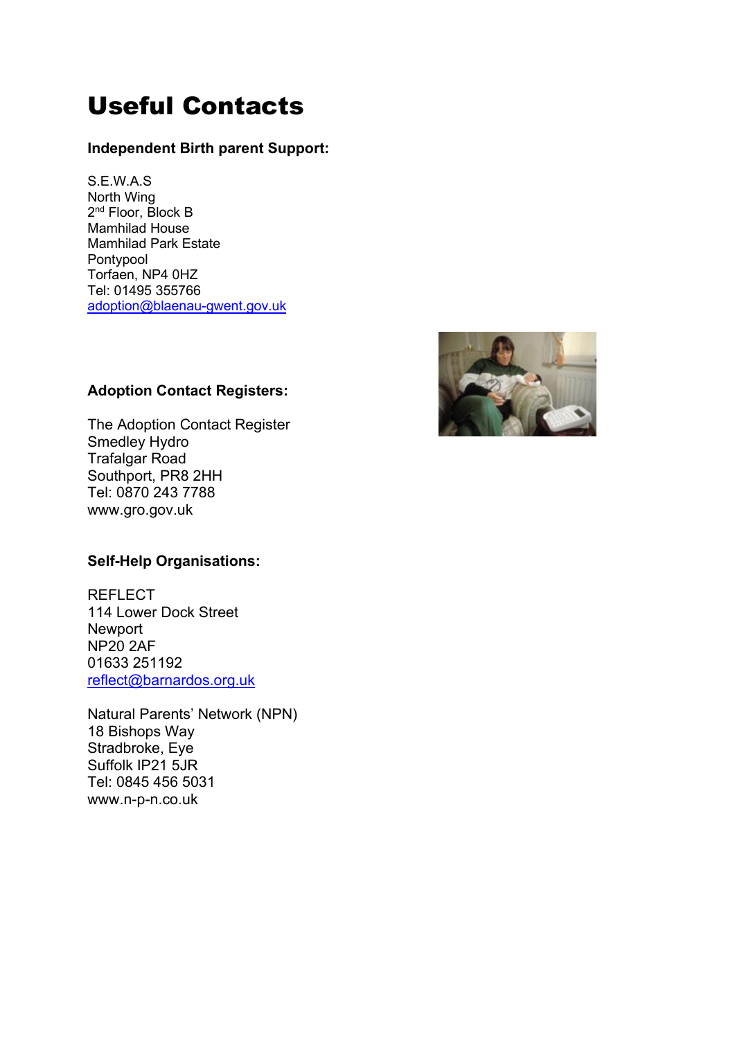# Useful Contacts

**Independent Birth parent Support:**

S.E.W.A.S
North Wing
2nd Floor, Block B
Mamhilad House
Mamhilad Park Estate
Pontypool
Torfaen, NP4 0HZ
Tel: 01495 355766
adoption@blaenau-gwent.gov.uk

**Adoption Contact Registers:**

The Adoption Contact Register
Smedley Hydro
Trafalgar Road
Southport, PR8 2HH
Tel: 0870 243 7788
www.gro.gov.uk

**Self-Help Organisations:**

REFLECT
114 Lower Dock Street
Newport
NP20 2AF
01633 251192
reflect@barnardos.org.uk

Natural Parents' Network (NPN)
18 Bishops Way
Stradbroke, Eye
Suffolk IP21 5JR
Tel: 0845 456 5031
www.n-p-n.co.uk